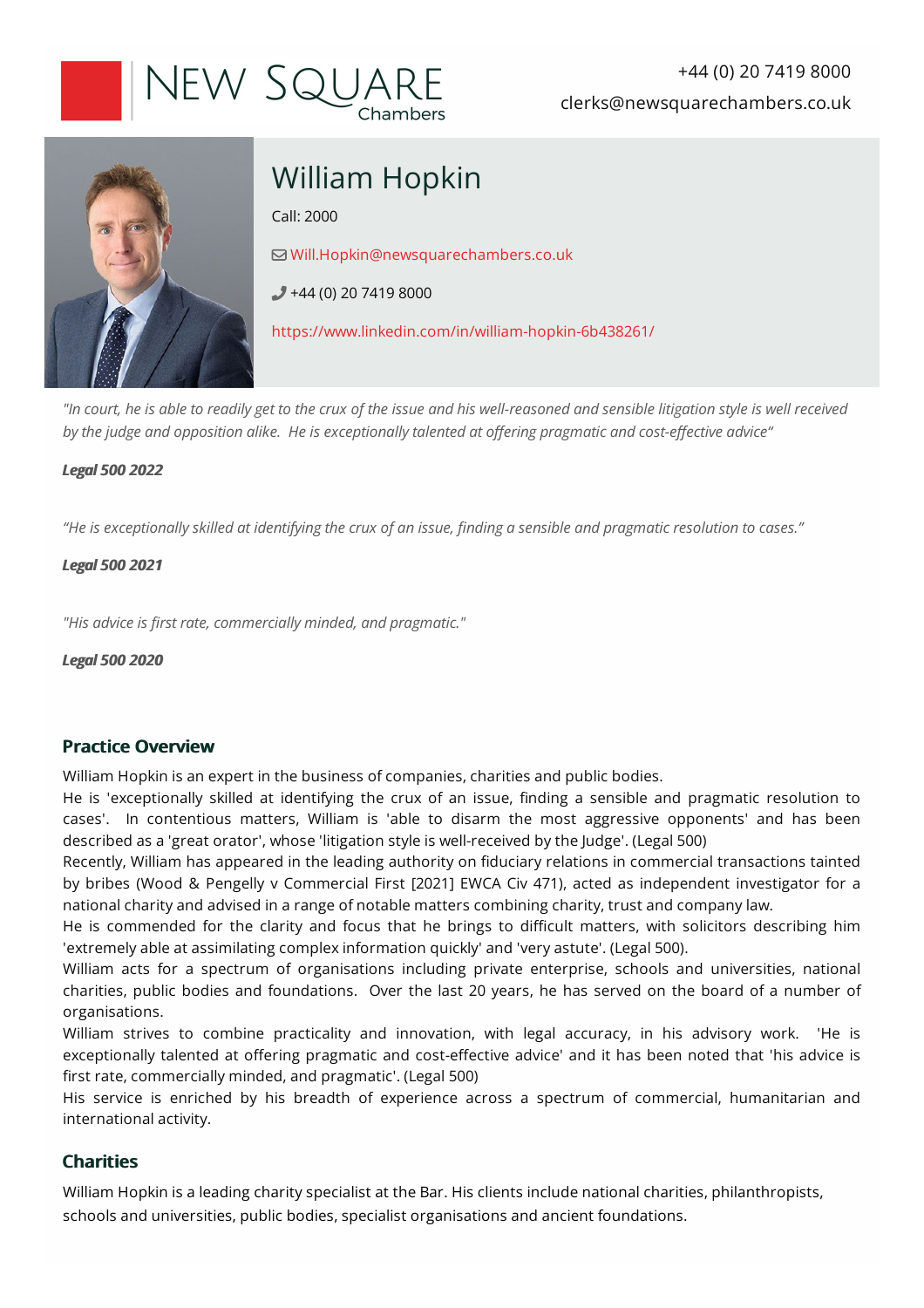New Square Chambers

+44 (0) 20 7419 8000
clerks@newsquarechambers.co.uk

# William Hopkin

Call: 2000

Will.Hopkin@newsquarechambers.co.uk

+44 (0) 20 7419 8000

https://www.linkedin.com/in/william-hopkin-6b438261/

*"In court, he is able to readily get to the crux of the issue and his well-reasoned and sensible litigation style is well received by the judge and opposition alike. He is exceptionally talented at offering pragmatic and cost-effective advice"*

***Legal 500 2022***

*"He is exceptionally skilled at identifying the crux of an issue, finding a sensible and pragmatic resolution to cases."*

***Legal 500 2021***

*"His advice is first rate, commercially minded, and pragmatic."*

***Legal 500 2020***

## Practice Overview

William Hopkin is an expert in the business of companies, charities and public bodies.

He is 'exceptionally skilled at identifying the crux of an issue, finding a sensible and pragmatic resolution to cases'. In contentious matters, William is 'able to disarm the most aggressive opponents' and has been described as a 'great orator', whose 'litigation style is well-received by the Judge'. (Legal 500)

Recently, William has appeared in the leading authority on fiduciary relations in commercial transactions tainted by bribes (Wood & Pengelly v Commercial First [2021] EWCA Civ 471), acted as independent investigator for a national charity and advised in a range of notable matters combining charity, trust and company law.

He is commended for the clarity and focus that he brings to difficult matters, with solicitors describing him 'extremely able at assimilating complex information quickly' and 'very astute'. (Legal 500).

William acts for a spectrum of organisations including private enterprise, schools and universities, national charities, public bodies and foundations. Over the last 20 years, he has served on the board of a number of organisations.

William strives to combine practicality and innovation, with legal accuracy, in his advisory work. 'He is exceptionally talented at offering pragmatic and cost-effective advice' and it has been noted that 'his advice is first rate, commercially minded, and pragmatic'. (Legal 500)

His service is enriched by his breadth of experience across a spectrum of commercial, humanitarian and international activity.

## Charities

William Hopkin is a leading charity specialist at the Bar. His clients include national charities, philanthropists, schools and universities, public bodies, specialist organisations and ancient foundations.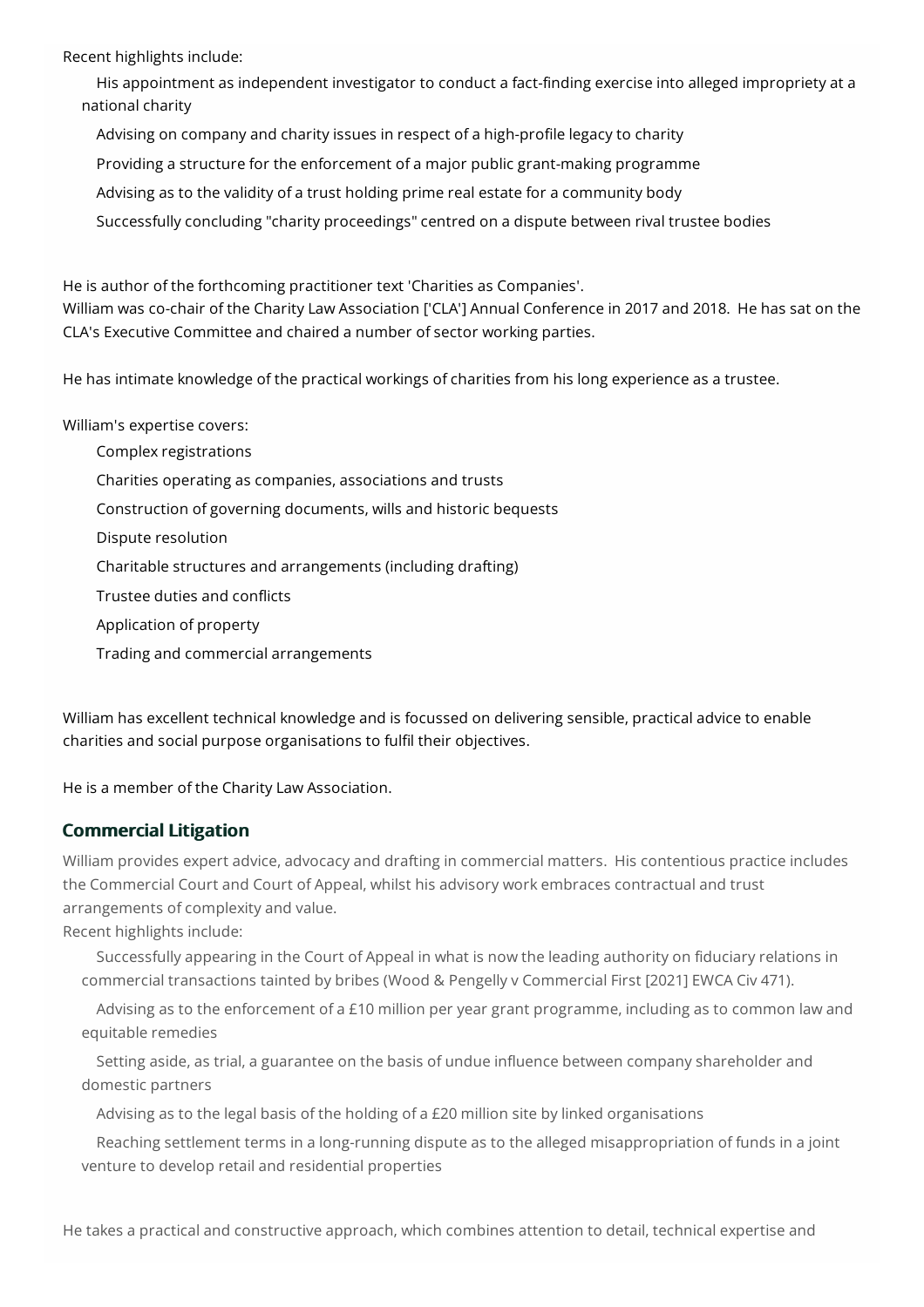Recent highlights include:

- His appointment as independent investigator to conduct a fact-finding exercise into alleged impropriety at a national charity
- Advising on company and charity issues in respect of a high-profile legacy to charity
- Providing a structure for the enforcement of a major public grant-making programme
- Advising as to the validity of a trust holding prime real estate for a community body
- Successfully concluding "charity proceedings" centred on a dispute between rival trustee bodies

He is author of the forthcoming practitioner text 'Charities as Companies'.
William was co-chair of the Charity Law Association ['CLA'] Annual Conference in 2017 and 2018. He has sat on the CLA's Executive Committee and chaired a number of sector working parties.

He has intimate knowledge of the practical workings of charities from his long experience as a trustee.

William's expertise covers:

- Complex registrations
- Charities operating as companies, associations and trusts
- Construction of governing documents, wills and historic bequests
- Dispute resolution
- Charitable structures and arrangements (including drafting)
- Trustee duties and conflicts
- Application of property
- Trading and commercial arrangements

William has excellent technical knowledge and is focussed on delivering sensible, practical advice to enable charities and social purpose organisations to fulfil their objectives.

He is a member of the Charity Law Association.

## Commercial Litigation

William provides expert advice, advocacy and drafting in commercial matters. His contentious practice includes the Commercial Court and Court of Appeal, whilst his advisory work embraces contractual and trust arrangements of complexity and value.
Recent highlights include:

- Successfully appearing in the Court of Appeal in what is now the leading authority on fiduciary relations in commercial transactions tainted by bribes (Wood & Pengelly v Commercial First [2021] EWCA Civ 471).
- Advising as to the enforcement of a £10 million per year grant programme, including as to common law and equitable remedies
- Setting aside, as trial, a guarantee on the basis of undue influence between company shareholder and domestic partners
- Advising as to the legal basis of the holding of a £20 million site by linked organisations
- Reaching settlement terms in a long-running dispute as to the alleged misappropriation of funds in a joint venture to develop retail and residential properties

He takes a practical and constructive approach, which combines attention to detail, technical expertise and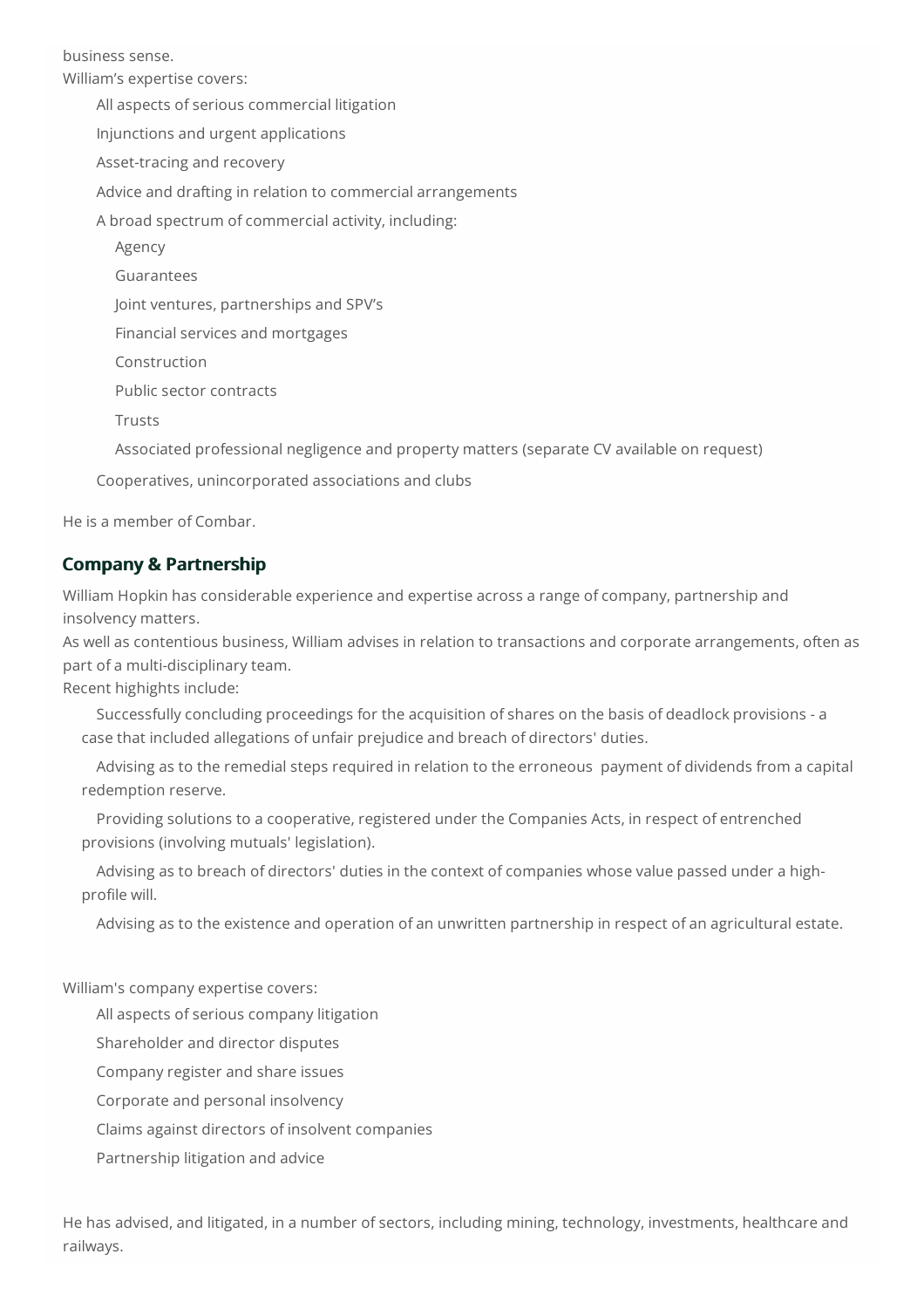business sense.

William's expertise covers:

- All aspects of serious commercial litigation
- Injunctions and urgent applications
- Asset-tracing and recovery
- Advice and drafting in relation to commercial arrangements
- A broad spectrum of commercial activity, including:
  - Agency
  - Guarantees
  - Joint ventures, partnerships and SPV's
  - Financial services and mortgages
  - Construction
  - Public sector contracts
  - Trusts
  - Associated professional negligence and property matters (separate CV available on request)
- Cooperatives, unincorporated associations and clubs

He is a member of Combar.

## Company & Partnership

William Hopkin has considerable experience and expertise across a range of company, partnership and insolvency matters.

As well as contentious business, William advises in relation to transactions and corporate arrangements, often as part of a multi-disciplinary team.

Recent highlights include:

- Successfully concluding proceedings for the acquisition of shares on the basis of deadlock provisions - a case that included allegations of unfair prejudice and breach of directors' duties.
- Advising as to the remedial steps required in relation to the erroneous payment of dividends from a capital redemption reserve.
- Providing solutions to a cooperative, registered under the Companies Acts, in respect of entrenched provisions (involving mutuals' legislation).
- Advising as to breach of directors' duties in the context of companies whose value passed under a high-profile will.
- Advising as to the existence and operation of an unwritten partnership in respect of an agricultural estate.

William's company expertise covers:

- All aspects of serious company litigation
- Shareholder and director disputes
- Company register and share issues
- Corporate and personal insolvency
- Claims against directors of insolvent companies
- Partnership litigation and advice

He has advised, and litigated, in a number of sectors, including mining, technology, investments, healthcare and railways.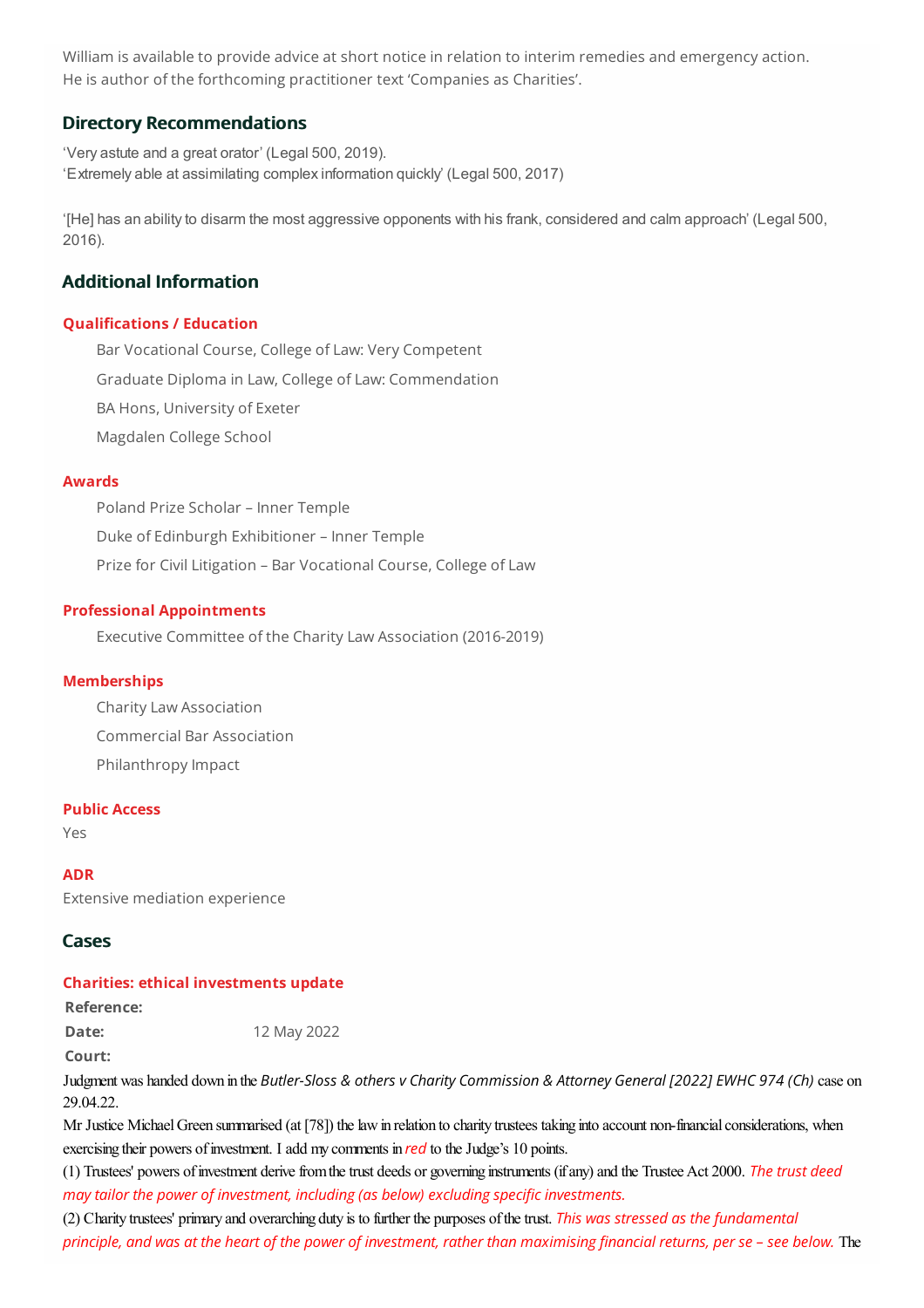William is available to provide advice at short notice in relation to interim remedies and emergency action. He is author of the forthcoming practitioner text 'Companies as Charities'.

## Directory Recommendations

'Very astute and a great orator' (Legal 500, 2019).
'Extremely able at assimilating complex information quickly' (Legal 500, 2017)

'[He] has an ability to disarm the most aggressive opponents with his frank, considered and calm approach' (Legal 500, 2016).

## Additional Information

### Qualifications / Education

- Bar Vocational Course, College of Law: Very Competent
- Graduate Diploma in Law, College of Law: Commendation
- BA Hons, University of Exeter
- Magdalen College School

### Awards

- Poland Prize Scholar – Inner Temple
- Duke of Edinburgh Exhibitioner – Inner Temple
- Prize for Civil Litigation – Bar Vocational Course, College of Law

### Professional Appointments

- Executive Committee of the Charity Law Association (2016-2019)

### Memberships

- Charity Law Association
- Commercial Bar Association
- Philanthropy Impact

### Public Access

Yes

### ADR

Extensive mediation experience

## Cases

### Charities: ethical investments update

**Reference:**
**Date:** 12 May 2022
**Court:**

Judgment was handed down in the *Butler-Sloss & others v Charity Commission & Attorney General [2022] EWHC 974 (Ch)* case on 29.04.22.

Mr Justice Michael Green summarised (at [78]) the law in relation to charity trustees taking into account non-financial considerations, when exercising their powers of investment. I add my comments in *red* to the Judge's 10 points.

(1) Trustees' powers of investment derive from the trust deeds or governing instruments (if any) and the Trustee Act 2000. *The trust deed may tailor the power of investment, including (as below) excluding specific investments.*

(2) Charity trustees' primary and overarching duty is to further the purposes of the trust. *This was stressed as the fundamental principle, and was at the heart of the power of investment, rather than maximising financial returns, per se – see below.* The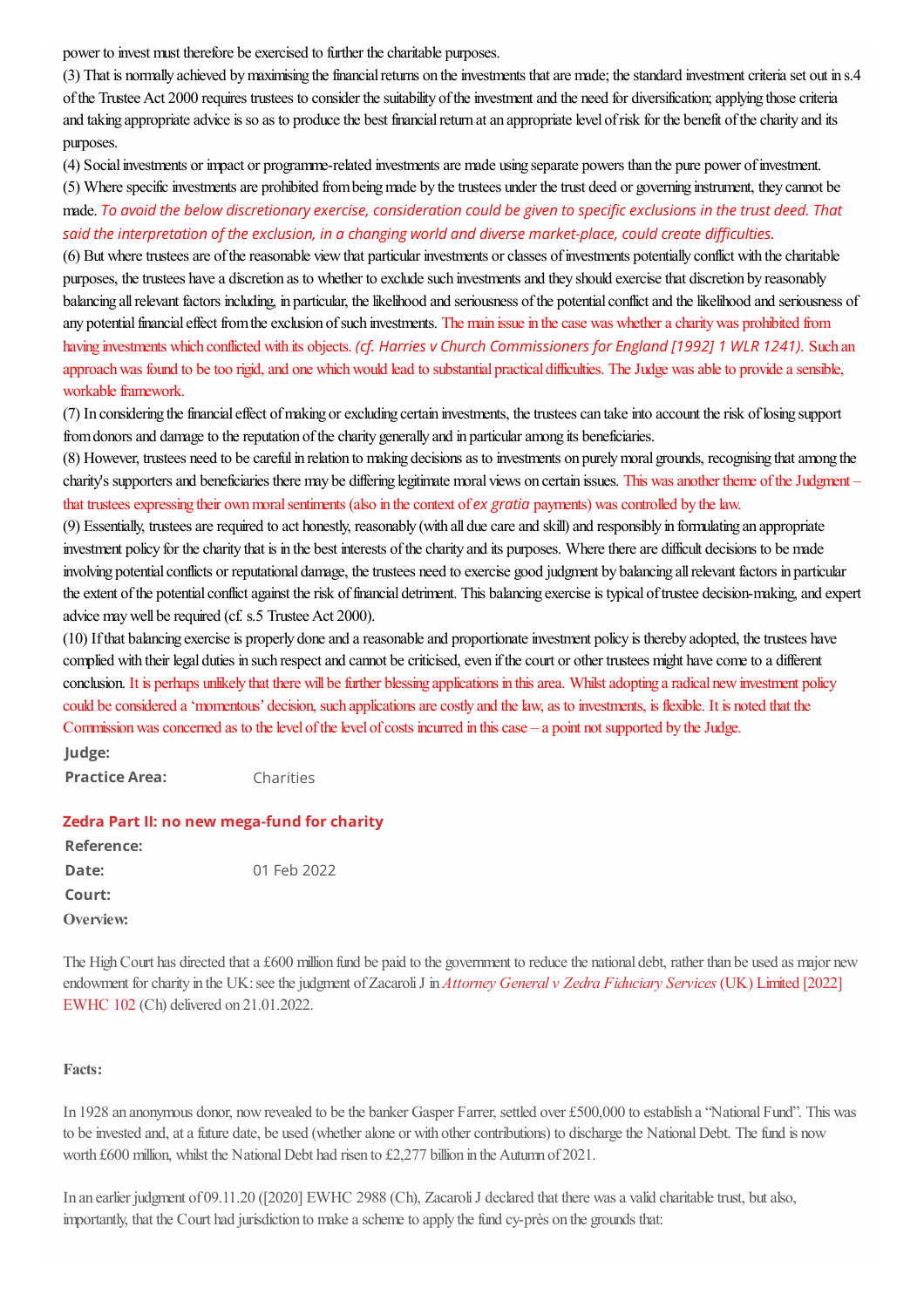power to invest must therefore be exercised to further the charitable purposes.

(3) That is normally achieved by maximising the financial returns on the investments that are made; the standard investment criteria set out in s.4 of the Trustee Act 2000 requires trustees to consider the suitability of the investment and the need for diversification; applying those criteria and taking appropriate advice is so as to produce the best financial return at an appropriate level of risk for the benefit of the charity and its purposes.

(4) Social investments or impact or programme-related investments are made using separate powers than the pure power of investment.

(5) Where specific investments are prohibited from being made by the trustees under the trust deed or governing instrument, they cannot be made. *To avoid the below discretionary exercise, consideration could be given to specific exclusions in the trust deed. That said the interpretation of the exclusion, in a changing world and diverse market-place, could create difficulties.*

(6) But where trustees are of the reasonable view that particular investments or classes of investments potentially conflict with the charitable purposes, the trustees have a discretion as to whether to exclude such investments and they should exercise that discretion by reasonably balancing all relevant factors including, in particular, the likelihood and seriousness of the potential conflict and the likelihood and seriousness of any potential financial effect from the exclusion of such investments. The main issue in the case was whether a charity was prohibited from having investments which conflicted with its objects. *(cf. Harries v Church Commissioners for England [1992] 1 WLR 1241).* Such an approach was found to be too rigid, and one which would lead to substantial practical difficulties. The Judge was able to provide a sensible, workable framework.

(7) In considering the financial effect of making or excluding certain investments, the trustees can take into account the risk of losing support from donors and damage to the reputation of the charity generally and in particular among its beneficiaries.

(8) However, trustees need to be careful in relation to making decisions as to investments on purely moral grounds, recognising that among the charity's supporters and beneficiaries there may be differing legitimate moral views on certain issues. This was another theme of the Judgment – that trustees expressing their own moral sentiments (also in the context of *ex gratia* payments) was controlled by the law.

(9) Essentially, trustees are required to act honestly, reasonably (with all due care and skill) and responsibly in formulating an appropriate investment policy for the charity that is in the best interests of the charity and its purposes. Where there are difficult decisions to be made involving potential conflicts or reputational damage, the trustees need to exercise good judgment by balancing all relevant factors in particular the extent of the potential conflict against the risk of financial detriment. This balancing exercise is typical of trustee decision-making, and expert advice may well be required (cf. s.5 Trustee Act 2000).

(10) If that balancing exercise is properly done and a reasonable and proportionate investment policy is thereby adopted, the trustees have complied with their legal duties in such respect and cannot be criticised, even if the court or other trustees might have come to a different conclusion. It is perhaps unlikely that there will be further blessing applications in this area. Whilst adopting a radical new investment policy could be considered a 'momentous' decision, such applications are costly and the law, as to investments, is flexible. It is noted that the Commission was concerned as to the level of the level of costs incurred in this case – a point not supported by the Judge.

**Judge:**

**Practice Area:** Charities

## Zedra Part II: no new mega-fund for charity

**Reference:**

**Date:** 01 Feb 2022

**Court:**

**Overview:**

The High Court has directed that a £600 million fund be paid to the government to reduce the national debt, rather than be used as major new endowment for charity in the UK: see the judgment of Zacaroli J in *Attorney General v Zedra Fiduciary Services* (UK) Limited [2022] EWHC 102 (Ch) delivered on 21.01.2022.

**Facts:**

In 1928 an anonymous donor, now revealed to be the banker Gasper Farrer, settled over £500,000 to establish a "National Fund". This was to be invested and, at a future date, be used (whether alone or with other contributions) to discharge the National Debt. The fund is now worth £600 million, whilst the National Debt had risen to £2,277 billion in the Autumn of 2021.

In an earlier judgment of 09.11.20 ([2020] EWHC 2988 (Ch), Zacaroli J declared that there was a valid charitable trust, but also, importantly, that the Court had jurisdiction to make a scheme to apply the fund cy-près on the grounds that: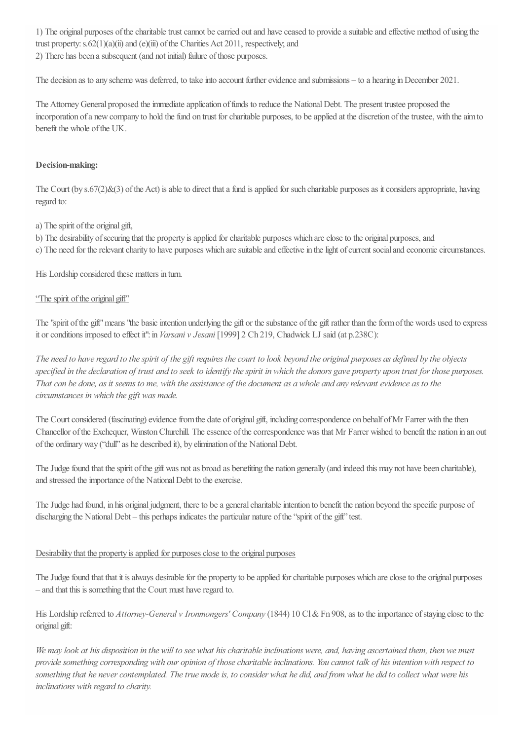1) The original purposes of the charitable trust cannot be carried out and have ceased to provide a suitable and effective method of using the trust property: s.62(1)(a)(ii) and (e)(iii) of the Charities Act 2011, respectively; and
2) There has been a subsequent (and not initial) failure of those purposes.

The decision as to any scheme was deferred, to take into account further evidence and submissions – to a hearing in December 2021.

The Attorney General proposed the immediate application of funds to reduce the National Debt. The present trustee proposed the incorporation of a new company to hold the fund on trust for charitable purposes, to be applied at the discretion of the trustee, with the aim to benefit the whole of the UK.

**Decision-making:**

The Court (by s.67(2)&(3) of the Act) is able to direct that a fund is applied for such charitable purposes as it considers appropriate, having regard to:

a) The spirit of the original gift,
b) The desirability of securing that the property is applied for charitable purposes which are close to the original purposes, and
c) The need for the relevant charity to have purposes which are suitable and effective in the light of current social and economic circumstances.

His Lordship considered these matters in turn.

"The spirit of the original gift"

The "spirit of the gift" means "the basic intention underlying the gift or the substance of the gift rather than the form of the words used to express it or conditions imposed to effect it": in *Varsani v Jesani* [1999] 2 Ch 219, Chadwick LJ said (at p.238C):

*The need to have regard to the spirit of the gift requires the court to look beyond the original purposes as defined by the objects specified in the declaration of trust and to seek to identify the spirit in which the donors gave property upon trust for those purposes. That can be done, as it seems to me, with the assistance of the document as a whole and any relevant evidence as to the circumstances in which the gift was made.*

The Court considered (fascinating) evidence from the date of original gift, including correspondence on behalf of Mr Farrer with the then Chancellor of the Exchequer, Winston Churchill. The essence of the correspondence was that Mr Farrer wished to benefit the nation in an out of the ordinary way ("dull" as he described it), by elimination of the National Debt.

The Judge found that the spirit of the gift was not as broad as benefiting the nation generally (and indeed this may not have been charitable), and stressed the importance of the National Debt to the exercise.

The Judge had found, in his original judgment, there to be a general charitable intention to benefit the nation beyond the specific purpose of discharging the National Debt – this perhaps indicates the particular nature of the "spirit of the gift" test.

Desirability that the property is applied for purposes close to the original purposes

The Judge found that that it is always desirable for the property to be applied for charitable purposes which are close to the original purposes – and that this is something that the Court must have regard to.

His Lordship referred to *Attorney-General v Ironmongers' Company* (1844) 10 Cl & Fn 908, as to the importance of staying close to the original gift:

*We may look at his disposition in the will to see what his charitable inclinations were, and, having ascertained them, then we must provide something corresponding with our opinion of those charitable inclinations. You cannot talk of his intention with respect to something that he never contemplated. The true mode is, to consider what he did, and from what he did to collect what were his inclinations with regard to charity.*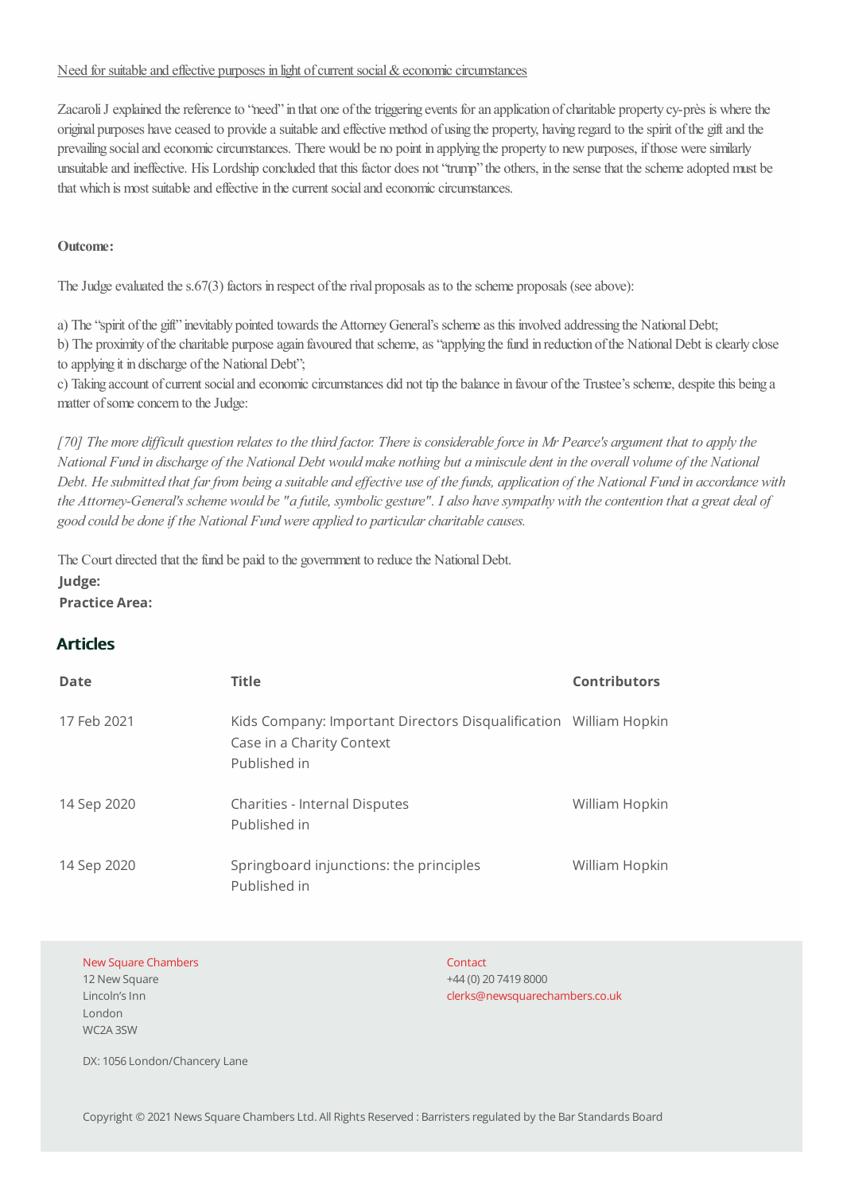Need for suitable and effective purposes in light of current social & economic circumstances

Zacaroli J explained the reference to "need" in that one of the triggering events for an application of charitable property cy-près is where the original purposes have ceased to provide a suitable and effective method of using the property, having regard to the spirit of the gift and the prevailing social and economic circumstances. There would be no point in applying the property to new purposes, if those were similarly unsuitable and ineffective. His Lordship concluded that this factor does not "trump" the others, in the sense that the scheme adopted must be that which is most suitable and effective in the current social and economic circumstances.

**Outcome:**

The Judge evaluated the s.67(3) factors in respect of the rival proposals as to the scheme proposals (see above):

a) The "spirit of the gift" inevitably pointed towards the Attorney General's scheme as this involved addressing the National Debt;
b) The proximity of the charitable purpose again favoured that scheme, as "applying the fund in reduction of the National Debt is clearly close to applying it in discharge of the National Debt";
c) Taking account of current social and economic circumstances did not tip the balance in favour of the Trustee's scheme, despite this being a matter of some concern to the Judge:

*[70] The more difficult question relates to the third factor. There is considerable force in Mr Pearce's argument that to apply the National Fund in discharge of the National Debt would make nothing but a miniscule dent in the overall volume of the National Debt. He submitted that far from being a suitable and effective use of the funds, application of the National Fund in accordance with the Attorney-General's scheme would be "a futile, symbolic gesture". I also have sympathy with the contention that a great deal of good could be done if the National Fund were applied to particular charitable causes.*

The Court directed that the fund be paid to the government to reduce the National Debt.

**Judge:**

**Practice Area:**

## Articles

| Date | Title | Contributors |
|---|---|---|
| 17 Feb 2021 | Kids Company: Important Directors Disqualification Case in a Charity Context<br>Published in | William Hopkin |
| 14 Sep 2020 | Charities - Internal Disputes<br>Published in | William Hopkin |
| 14 Sep 2020 | Springboard injunctions: the principles<br>Published in | William Hopkin |

New Square Chambers
12 New Square
Lincoln's Inn
London
WC2A 3SW

DX: 1056 London/Chancery Lane

Contact
+44 (0) 20 7419 8000
clerks@newsquarechambers.co.uk

Copyright © 2021 News Square Chambers Ltd. All Rights Reserved : Barristers regulated by the Bar Standards Board